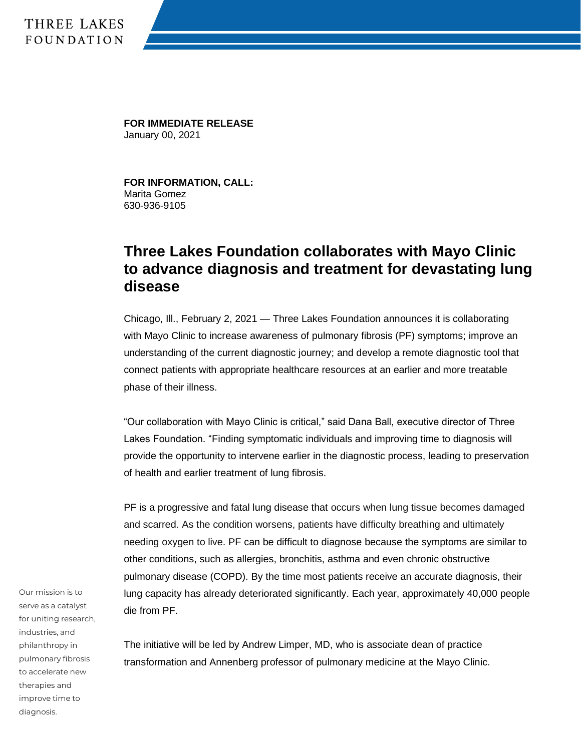THREE LAKES FOUNDATION

**FOR IMMEDIATE RELEASE**
January 00, 2021

**FOR INFORMATION, CALL:**
Marita Gomez
630-936-9105

# Three Lakes Foundation collaborates with Mayo Clinic to advance diagnosis and treatment for devastating lung disease

Chicago, Ill., February 2, 2021 — Three Lakes Foundation announces it is collaborating with Mayo Clinic to increase awareness of pulmonary fibrosis (PF) symptoms; improve an understanding of the current diagnostic journey; and develop a remote diagnostic tool that connect patients with appropriate healthcare resources at an earlier and more treatable phase of their illness.

“Our collaboration with Mayo Clinic is critical,” said Dana Ball, executive director of Three Lakes Foundation. “Finding symptomatic individuals and improving time to diagnosis will provide the opportunity to intervene earlier in the diagnostic process, leading to preservation of health and earlier treatment of lung fibrosis.

PF is a progressive and fatal lung disease that occurs when lung tissue becomes damaged and scarred. As the condition worsens, patients have difficulty breathing and ultimately needing oxygen to live. PF can be difficult to diagnose because the symptoms are similar to other conditions, such as allergies, bronchitis, asthma and even chronic obstructive pulmonary disease (COPD). By the time most patients receive an accurate diagnosis, their lung capacity has already deteriorated significantly. Each year, approximately 40,000 people die from PF.

The initiative will be led by Andrew Limper, MD, who is associate dean of practice transformation and Annenberg professor of pulmonary medicine at the Mayo Clinic.

Our mission is to serve as a catalyst for uniting research, industries, and philanthropy in pulmonary fibrosis to accelerate new therapies and improve time to diagnosis.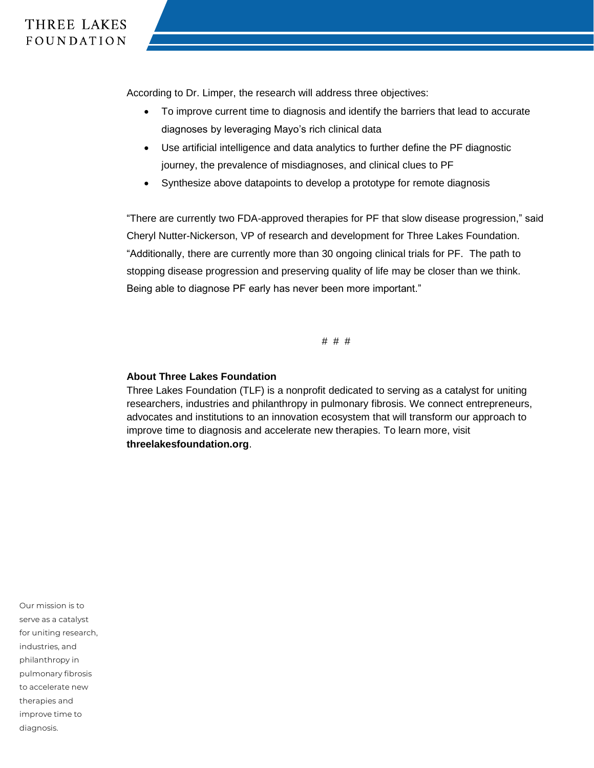According to Dr. Limper, the research will address three objectives:

- To improve current time to diagnosis and identify the barriers that lead to accurate diagnoses by leveraging Mayo's rich clinical data
- Use artificial intelligence and data analytics to further define the PF diagnostic journey, the prevalence of misdiagnoses, and clinical clues to PF
- Synthesize above datapoints to develop a prototype for remote diagnosis

"There are currently two FDA-approved therapies for PF that slow disease progression," said Cheryl Nutter-Nickerson, VP of research and development for Three Lakes Foundation. "Additionally, there are currently more than 30 ongoing clinical trials for PF. The path to stopping disease progression and preserving quality of life may be closer than we think. Being able to diagnose PF early has never been more important."

# # #

**About Three Lakes Foundation**

Three Lakes Foundation (TLF) is a nonprofit dedicated to serving as a catalyst for uniting researchers, industries and philanthropy in pulmonary fibrosis. We connect entrepreneurs, advocates and institutions to an innovation ecosystem that will transform our approach to improve time to diagnosis and accelerate new therapies. To learn more, visit **threelakesfoundation.org**.

Our mission is to serve as a catalyst for uniting research, industries, and philanthropy in pulmonary fibrosis to accelerate new therapies and improve time to diagnosis.